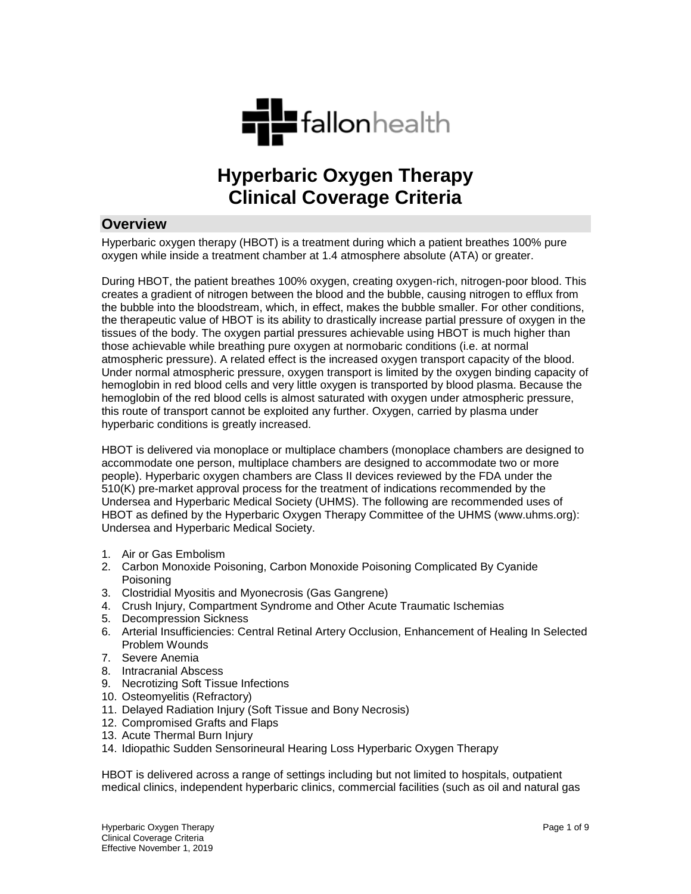fallonhealth

# Hyperbaric Oxygen Therapy Clinical Coverage Criteria

## Overview

Hyperbaric oxygen therapy (HBOT) is a treatment during which a patient breathes 100% pure oxygen while inside a treatment chamber at 1.4 atmosphere absolute (ATA) or greater.

During HBOT, the patient breathes 100% oxygen, creating oxygen-rich, nitrogen-poor blood. This creates a gradient of nitrogen between the blood and the bubble, causing nitrogen to efflux from the bubble into the bloodstream, which, in effect, makes the bubble smaller. For other conditions, the therapeutic value of HBOT is its ability to drastically increase partial pressure of oxygen in the tissues of the body. The oxygen partial pressures achievable using HBOT is much higher than those achievable while breathing pure oxygen at normobaric conditions (i.e. at normal atmospheric pressure). A related effect is the increased oxygen transport capacity of the blood. Under normal atmospheric pressure, oxygen transport is limited by the oxygen binding capacity of hemoglobin in red blood cells and very little oxygen is transported by blood plasma. Because the hemoglobin of the red blood cells is almost saturated with oxygen under atmospheric pressure, this route of transport cannot be exploited any further. Oxygen, carried by plasma under hyperbaric conditions is greatly increased.

HBOT is delivered via monoplace or multiplace chambers (monoplace chambers are designed to accommodate one person, multiplace chambers are designed to accommodate two or more people). Hyperbaric oxygen chambers are Class II devices reviewed by the FDA under the 510(K) pre-market approval process for the treatment of indications recommended by the Undersea and Hyperbaric Medical Society (UHMS). The following are recommended uses of HBOT as defined by the Hyperbaric Oxygen Therapy Committee of the UHMS (www.uhms.org): Undersea and Hyperbaric Medical Society.

1. Air or Gas Embolism
2. Carbon Monoxide Poisoning, Carbon Monoxide Poisoning Complicated By Cyanide Poisoning
3. Clostridial Myositis and Myonecrosis (Gas Gangrene)
4. Crush Injury, Compartment Syndrome and Other Acute Traumatic Ischemias
5. Decompression Sickness
6. Arterial Insufficiencies: Central Retinal Artery Occlusion, Enhancement of Healing In Selected Problem Wounds
7. Severe Anemia
8. Intracranial Abscess
9. Necrotizing Soft Tissue Infections
10. Osteomyelitis (Refractory)
11. Delayed Radiation Injury (Soft Tissue and Bony Necrosis)
12. Compromised Grafts and Flaps
13. Acute Thermal Burn Injury
14. Idiopathic Sudden Sensorineural Hearing Loss Hyperbaric Oxygen Therapy

HBOT is delivered across a range of settings including but not limited to hospitals, outpatient medical clinics, independent hyperbaric clinics, commercial facilities (such as oil and natural gas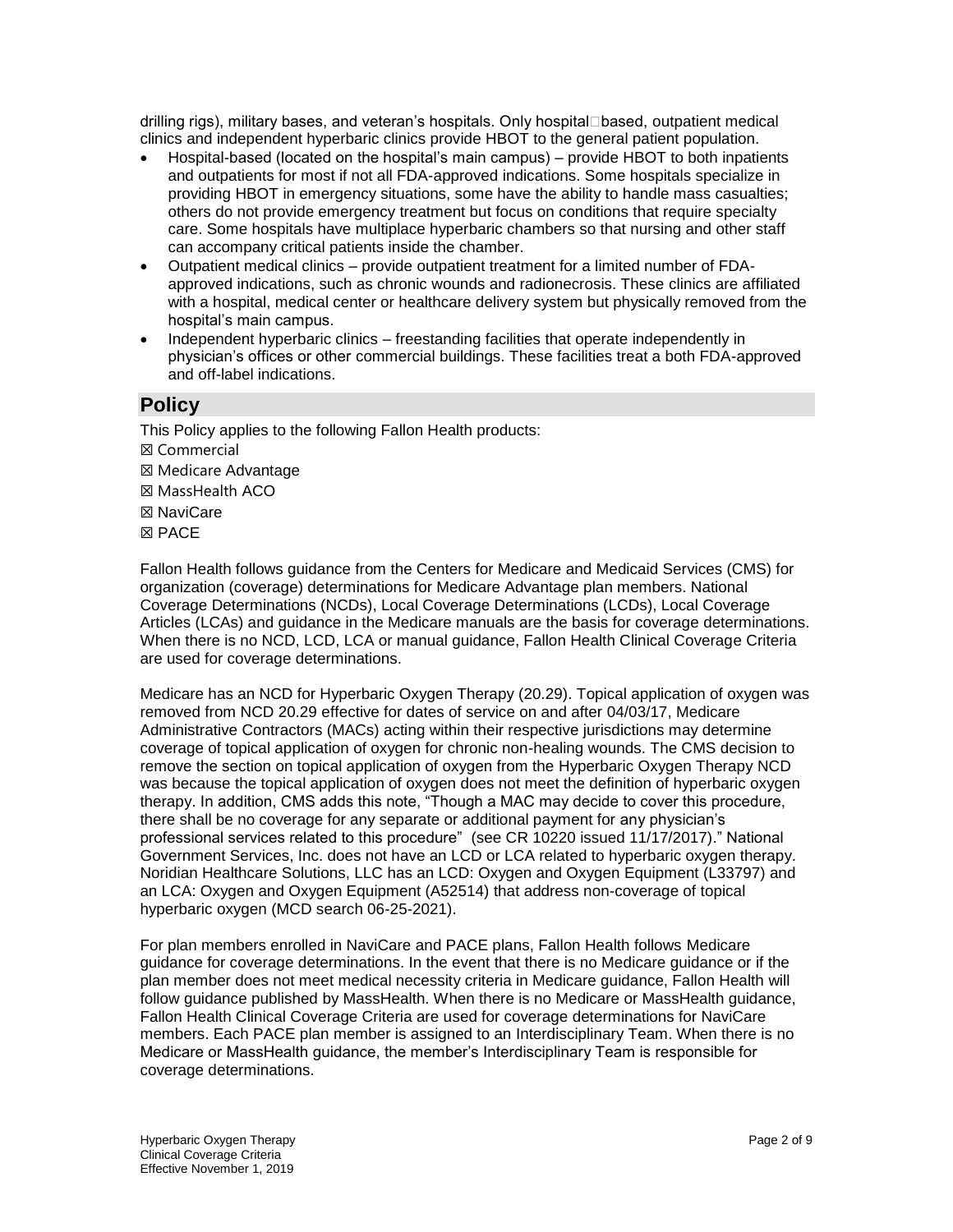drilling rigs), military bases, and veteran's hospitals. Only hospital□based, outpatient medical clinics and independent hyperbaric clinics provide HBOT to the general patient population.

- Hospital-based (located on the hospital's main campus) – provide HBOT to both inpatients and outpatients for most if not all FDA-approved indications. Some hospitals specialize in providing HBOT in emergency situations, some have the ability to handle mass casualties; others do not provide emergency treatment but focus on conditions that require specialty care. Some hospitals have multiplace hyperbaric chambers so that nursing and other staff can accompany critical patients inside the chamber.
- Outpatient medical clinics – provide outpatient treatment for a limited number of FDA-approved indications, such as chronic wounds and radionecrosis. These clinics are affiliated with a hospital, medical center or healthcare delivery system but physically removed from the hospital's main campus.
- Independent hyperbaric clinics – freestanding facilities that operate independently in physician's offices or other commercial buildings. These facilities treat a both FDA-approved and off-label indications.

## Policy

This Policy applies to the following Fallon Health products:

☒ Commercial
☒ Medicare Advantage
☒ MassHealth ACO
☒ NaviCare
☒ PACE

Fallon Health follows guidance from the Centers for Medicare and Medicaid Services (CMS) for organization (coverage) determinations for Medicare Advantage plan members. National Coverage Determinations (NCDs), Local Coverage Determinations (LCDs), Local Coverage Articles (LCAs) and guidance in the Medicare manuals are the basis for coverage determinations. When there is no NCD, LCD, LCA or manual guidance, Fallon Health Clinical Coverage Criteria are used for coverage determinations.

Medicare has an NCD for Hyperbaric Oxygen Therapy (20.29). Topical application of oxygen was removed from NCD 20.29 effective for dates of service on and after 04/03/17, Medicare Administrative Contractors (MACs) acting within their respective jurisdictions may determine coverage of topical application of oxygen for chronic non-healing wounds. The CMS decision to remove the section on topical application of oxygen from the Hyperbaric Oxygen Therapy NCD was because the topical application of oxygen does not meet the definition of hyperbaric oxygen therapy. In addition, CMS adds this note, "Though a MAC may decide to cover this procedure, there shall be no coverage for any separate or additional payment for any physician's professional services related to this procedure" (see CR 10220 issued 11/17/2017)." National Government Services, Inc. does not have an LCD or LCA related to hyperbaric oxygen therapy. Noridian Healthcare Solutions, LLC has an LCD: Oxygen and Oxygen Equipment (L33797) and an LCA: Oxygen and Oxygen Equipment (A52514) that address non-coverage of topical hyperbaric oxygen (MCD search 06-25-2021).

For plan members enrolled in NaviCare and PACE plans, Fallon Health follows Medicare guidance for coverage determinations. In the event that there is no Medicare guidance or if the plan member does not meet medical necessity criteria in Medicare guidance, Fallon Health will follow guidance published by MassHealth. When there is no Medicare or MassHealth guidance, Fallon Health Clinical Coverage Criteria are used for coverage determinations for NaviCare members. Each PACE plan member is assigned to an Interdisciplinary Team. When there is no Medicare or MassHealth guidance, the member's Interdisciplinary Team is responsible for coverage determinations.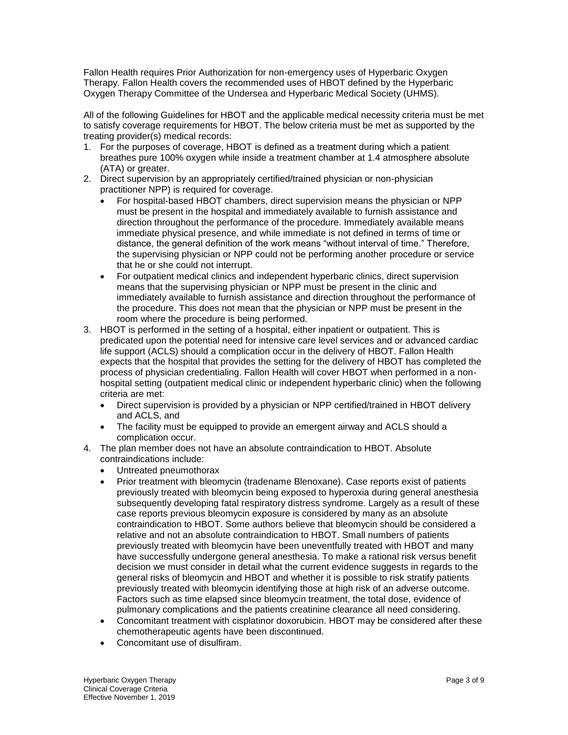Fallon Health requires Prior Authorization for non-emergency uses of Hyperbaric Oxygen Therapy. Fallon Health covers the recommended uses of HBOT defined by the Hyperbaric Oxygen Therapy Committee of the Undersea and Hyperbaric Medical Society (UHMS).

All of the following Guidelines for HBOT and the applicable medical necessity criteria must be met to satisfy coverage requirements for HBOT. The below criteria must be met as supported by the treating provider(s) medical records:

1. For the purposes of coverage, HBOT is defined as a treatment during which a patient breathes pure 100% oxygen while inside a treatment chamber at 1.4 atmosphere absolute (ATA) or greater.
2. Direct supervision by an appropriately certified/trained physician or non-physician practitioner NPP) is required for coverage.
   - For hospital-based HBOT chambers, direct supervision means the physician or NPP must be present in the hospital and immediately available to furnish assistance and direction throughout the performance of the procedure. Immediately available means immediate physical presence, and while immediate is not defined in terms of time or distance, the general definition of the work means "without interval of time." Therefore, the supervising physician or NPP could not be performing another procedure or service that he or she could not interrupt.
   - For outpatient medical clinics and independent hyperbaric clinics, direct supervision means that the supervising physician or NPP must be present in the clinic and immediately available to furnish assistance and direction throughout the performance of the procedure. This does not mean that the physician or NPP must be present in the room where the procedure is being performed.
3. HBOT is performed in the setting of a hospital, either inpatient or outpatient. This is predicated upon the potential need for intensive care level services and or advanced cardiac life support (ACLS) should a complication occur in the delivery of HBOT. Fallon Health expects that the hospital that provides the setting for the delivery of HBOT has completed the process of physician credentialing. Fallon Health will cover HBOT when performed in a non-hospital setting (outpatient medical clinic or independent hyperbaric clinic) when the following criteria are met:
   - Direct supervision is provided by a physician or NPP certified/trained in HBOT delivery and ACLS, and
   - The facility must be equipped to provide an emergent airway and ACLS should a complication occur.
4. The plan member does not have an absolute contraindication to HBOT. Absolute contraindications include:
   - Untreated pneumothorax
   - Prior treatment with bleomycin (tradename Blenoxane). Case reports exist of patients previously treated with bleomycin being exposed to hyperoxia during general anesthesia subsequently developing fatal respiratory distress syndrome. Largely as a result of these case reports previous bleomycin exposure is considered by many as an absolute contraindication to HBOT. Some authors believe that bleomycin should be considered a relative and not an absolute contraindication to HBOT. Small numbers of patients previously treated with bleomycin have been uneventfully treated with HBOT and many have successfully undergone general anesthesia. To make a rational risk versus benefit decision we must consider in detail what the current evidence suggests in regards to the general risks of bleomycin and HBOT and whether it is possible to risk stratify patients previously treated with bleomycin identifying those at high risk of an adverse outcome. Factors such as time elapsed since bleomycin treatment, the total dose, evidence of pulmonary complications and the patients creatinine clearance all need considering.
   - Concomitant treatment with cisplatinor doxorubicin. HBOT may be considered after these chemotherapeutic agents have been discontinued.
   - Concomitant use of disulfiram.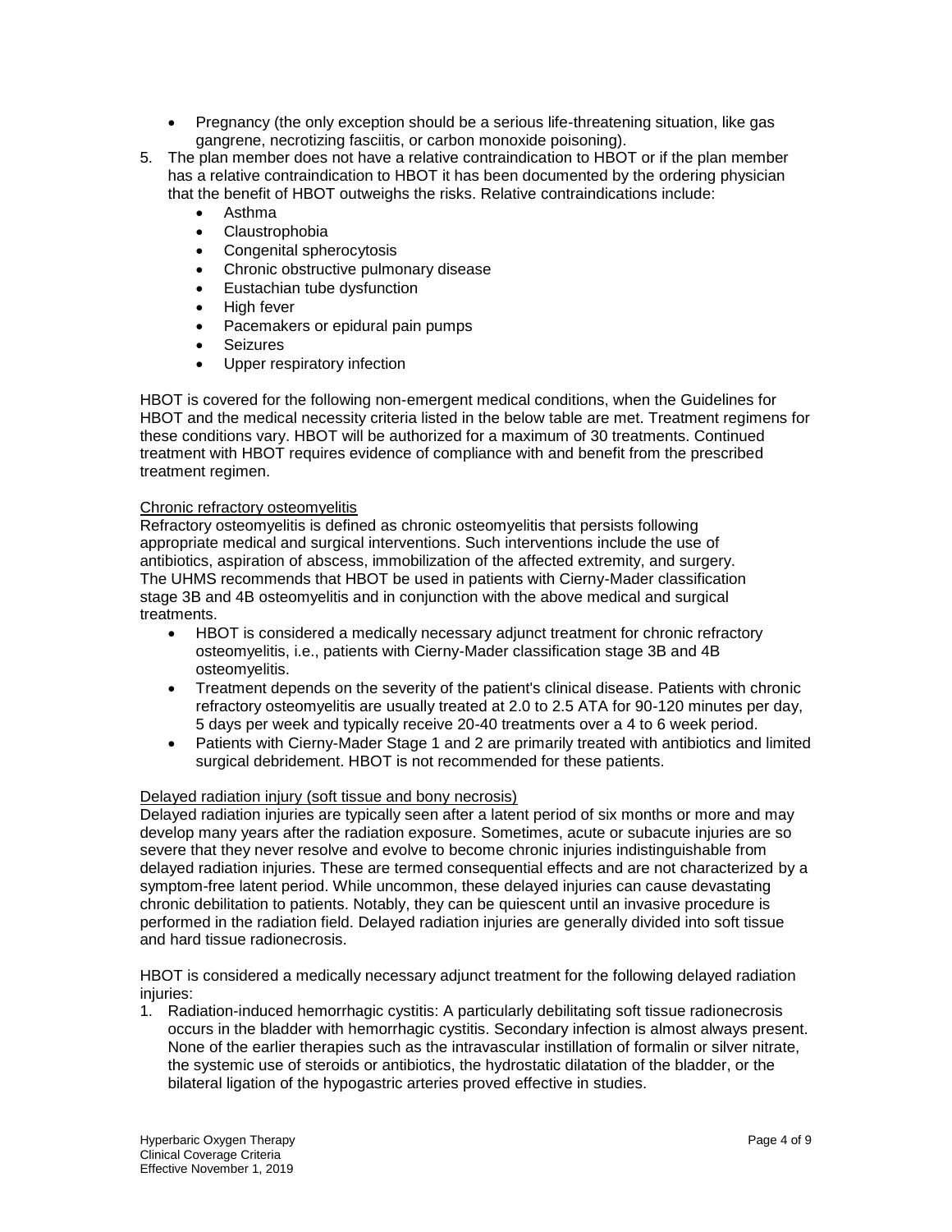- Pregnancy (the only exception should be a serious life-threatening situation, like gas gangrene, necrotizing fasciitis, or carbon monoxide poisoning).

5. The plan member does not have a relative contraindication to HBOT or if the plan member has a relative contraindication to HBOT it has been documented by the ordering physician that the benefit of HBOT outweighs the risks. Relative contraindications include:
    - Asthma
    - Claustrophobia
    - Congenital spherocytosis
    - Chronic obstructive pulmonary disease
    - Eustachian tube dysfunction
    - High fever
    - Pacemakers or epidural pain pumps
    - Seizures
    - Upper respiratory infection

HBOT is covered for the following non-emergent medical conditions, when the Guidelines for HBOT and the medical necessity criteria listed in the below table are met. Treatment regimens for these conditions vary. HBOT will be authorized for a maximum of 30 treatments. Continued treatment with HBOT requires evidence of compliance with and benefit from the prescribed treatment regimen.

Chronic refractory osteomyelitis

Refractory osteomyelitis is defined as chronic osteomyelitis that persists following appropriate medical and surgical interventions. Such interventions include the use of antibiotics, aspiration of abscess, immobilization of the affected extremity, and surgery. The UHMS recommends that HBOT be used in patients with Cierny-Mader classification stage 3B and 4B osteomyelitis and in conjunction with the above medical and surgical treatments.

- HBOT is considered a medically necessary adjunct treatment for chronic refractory osteomyelitis, i.e., patients with Cierny-Mader classification stage 3B and 4B osteomyelitis.
- Treatment depends on the severity of the patient's clinical disease. Patients with chronic refractory osteomyelitis are usually treated at 2.0 to 2.5 ATA for 90-120 minutes per day, 5 days per week and typically receive 20-40 treatments over a 4 to 6 week period.
- Patients with Cierny-Mader Stage 1 and 2 are primarily treated with antibiotics and limited surgical debridement. HBOT is not recommended for these patients.

Delayed radiation injury (soft tissue and bony necrosis)

Delayed radiation injuries are typically seen after a latent period of six months or more and may develop many years after the radiation exposure. Sometimes, acute or subacute injuries are so severe that they never resolve and evolve to become chronic injuries indistinguishable from delayed radiation injuries. These are termed consequential effects and are not characterized by a symptom-free latent period. While uncommon, these delayed injuries can cause devastating chronic debilitation to patients. Notably, they can be quiescent until an invasive procedure is performed in the radiation field. Delayed radiation injuries are generally divided into soft tissue and hard tissue radionecrosis.

HBOT is considered a medically necessary adjunct treatment for the following delayed radiation injuries:

1. Radiation-induced hemorrhagic cystitis: A particularly debilitating soft tissue radionecrosis occurs in the bladder with hemorrhagic cystitis. Secondary infection is almost always present. None of the earlier therapies such as the intravascular instillation of formalin or silver nitrate, the systemic use of steroids or antibiotics, the hydrostatic dilatation of the bladder, or the bilateral ligation of the hypogastric arteries proved effective in studies.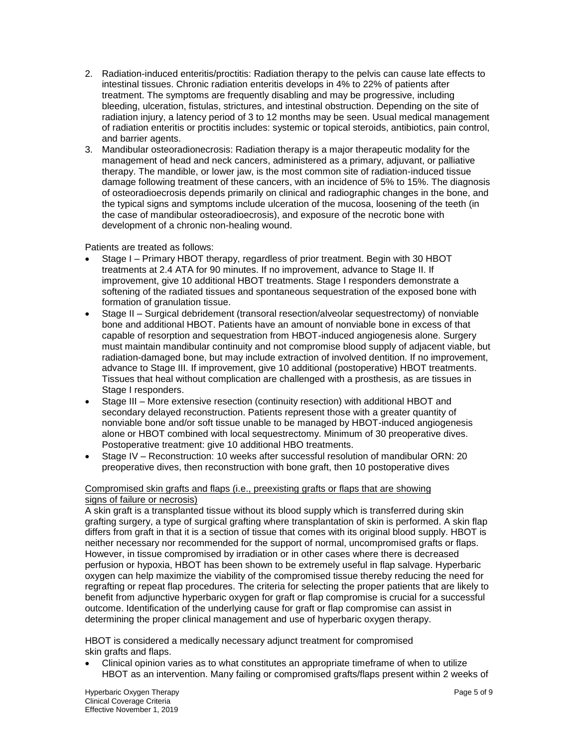2. Radiation-induced enteritis/proctitis: Radiation therapy to the pelvis can cause late effects to intestinal tissues. Chronic radiation enteritis develops in 4% to 22% of patients after treatment. The symptoms are frequently disabling and may be progressive, including bleeding, ulceration, fistulas, strictures, and intestinal obstruction. Depending on the site of radiation injury, a latency period of 3 to 12 months may be seen. Usual medical management of radiation enteritis or proctitis includes: systemic or topical steroids, antibiotics, pain control, and barrier agents.
3. Mandibular osteoradionecrosis: Radiation therapy is a major therapeutic modality for the management of head and neck cancers, administered as a primary, adjuvant, or palliative therapy. The mandible, or lower jaw, is the most common site of radiation-induced tissue damage following treatment of these cancers, with an incidence of 5% to 15%. The diagnosis of osteoradioecrosis depends primarily on clinical and radiographic changes in the bone, and the typical signs and symptoms include ulceration of the mucosa, loosening of the teeth (in the case of mandibular osteoradioecrosis), and exposure of the necrotic bone with development of a chronic non-healing wound.

Patients are treated as follows:

- Stage I – Primary HBOT therapy, regardless of prior treatment. Begin with 30 HBOT treatments at 2.4 ATA for 90 minutes. If no improvement, advance to Stage II. If improvement, give 10 additional HBOT treatments. Stage I responders demonstrate a softening of the radiated tissues and spontaneous sequestration of the exposed bone with formation of granulation tissue.
- Stage II – Surgical debridement (transoral resection/alveolar sequestrectomy) of nonviable bone and additional HBOT. Patients have an amount of nonviable bone in excess of that capable of resorption and sequestration from HBOT-induced angiogenesis alone. Surgery must maintain mandibular continuity and not compromise blood supply of adjacent viable, but radiation-damaged bone, but may include extraction of involved dentition. If no improvement, advance to Stage III. If improvement, give 10 additional (postoperative) HBOT treatments. Tissues that heal without complication are challenged with a prosthesis, as are tissues in Stage I responders.
- Stage III – More extensive resection (continuity resection) with additional HBOT and secondary delayed reconstruction. Patients represent those with a greater quantity of nonviable bone and/or soft tissue unable to be managed by HBOT-induced angiogenesis alone or HBOT combined with local sequestrectomy. Minimum of 30 preoperative dives. Postoperative treatment: give 10 additional HBO treatments.
- Stage IV – Reconstruction: 10 weeks after successful resolution of mandibular ORN: 20 preoperative dives, then reconstruction with bone graft, then 10 postoperative dives

Compromised skin grafts and flaps (i.e., preexisting grafts or flaps that are showing signs of failure or necrosis)

A skin graft is a transplanted tissue without its blood supply which is transferred during skin grafting surgery, a type of surgical grafting where transplantation of skin is performed. A skin flap differs from graft in that it is a section of tissue that comes with its original blood supply. HBOT is neither necessary nor recommended for the support of normal, uncompromised grafts or flaps. However, in tissue compromised by irradiation or in other cases where there is decreased perfusion or hypoxia, HBOT has been shown to be extremely useful in flap salvage. Hyperbaric oxygen can help maximize the viability of the compromised tissue thereby reducing the need for regrafting or repeat flap procedures. The criteria for selecting the proper patients that are likely to benefit from adjunctive hyperbaric oxygen for graft or flap compromise is crucial for a successful outcome. Identification of the underlying cause for graft or flap compromise can assist in determining the proper clinical management and use of hyperbaric oxygen therapy.

HBOT is considered a medically necessary adjunct treatment for compromised skin grafts and flaps.

- Clinical opinion varies as to what constitutes an appropriate timeframe of when to utilize HBOT as an intervention. Many failing or compromised grafts/flaps present within 2 weeks of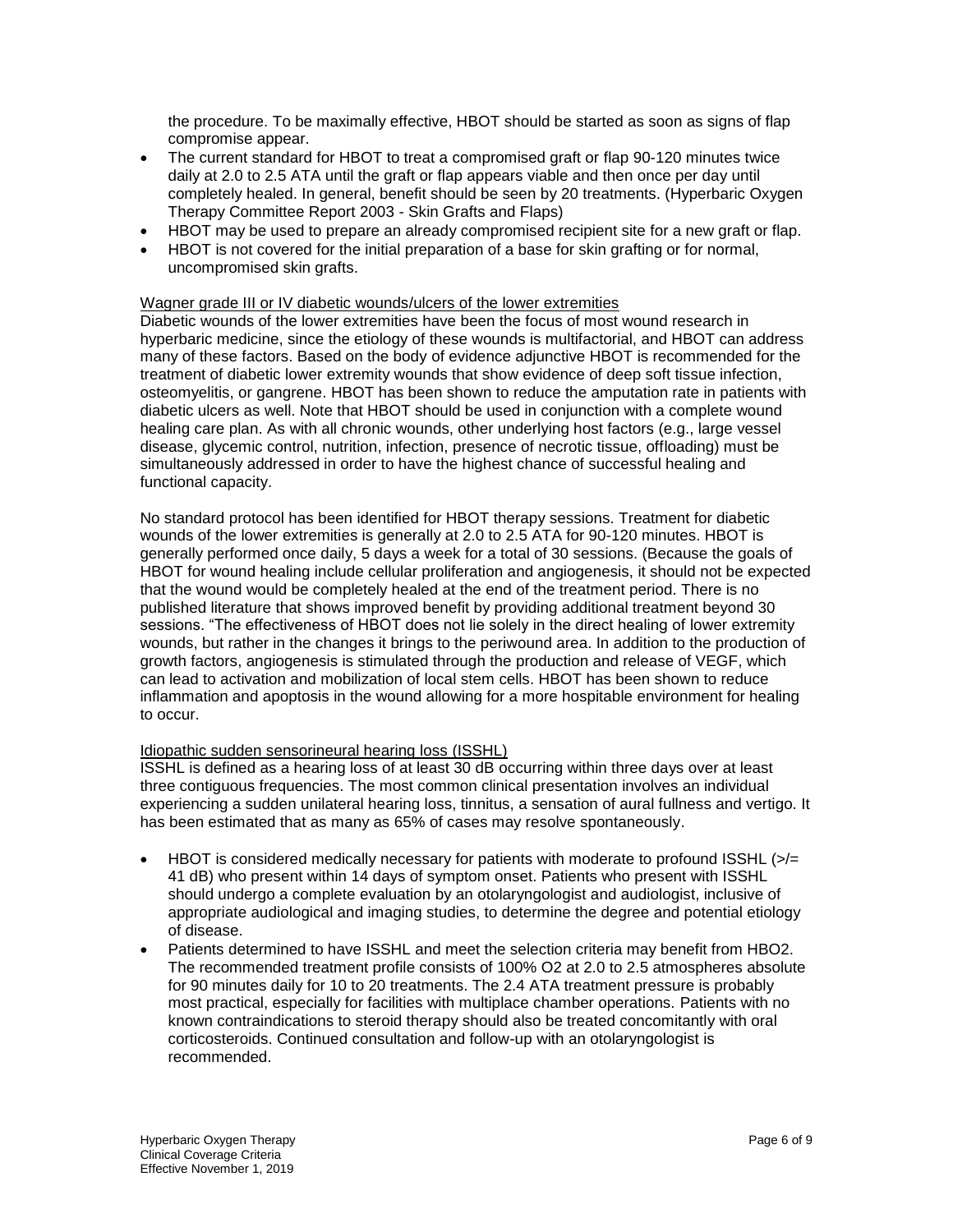the procedure. To be maximally effective, HBOT should be started as soon as signs of flap compromise appear.

- The current standard for HBOT to treat a compromised graft or flap 90-120 minutes twice daily at 2.0 to 2.5 ATA until the graft or flap appears viable and then once per day until completely healed. In general, benefit should be seen by 20 treatments. (Hyperbaric Oxygen Therapy Committee Report 2003 - Skin Grafts and Flaps)
- HBOT may be used to prepare an already compromised recipient site for a new graft or flap.
- HBOT is not covered for the initial preparation of a base for skin grafting or for normal, uncompromised skin grafts.

Wagner grade III or IV diabetic wounds/ulcers of the lower extremities

Diabetic wounds of the lower extremities have been the focus of most wound research in hyperbaric medicine, since the etiology of these wounds is multifactorial, and HBOT can address many of these factors. Based on the body of evidence adjunctive HBOT is recommended for the treatment of diabetic lower extremity wounds that show evidence of deep soft tissue infection, osteomyelitis, or gangrene. HBOT has been shown to reduce the amputation rate in patients with diabetic ulcers as well. Note that HBOT should be used in conjunction with a complete wound healing care plan. As with all chronic wounds, other underlying host factors (e.g., large vessel disease, glycemic control, nutrition, infection, presence of necrotic tissue, offloading) must be simultaneously addressed in order to have the highest chance of successful healing and functional capacity.

No standard protocol has been identified for HBOT therapy sessions. Treatment for diabetic wounds of the lower extremities is generally at 2.0 to 2.5 ATA for 90-120 minutes. HBOT is generally performed once daily, 5 days a week for a total of 30 sessions. (Because the goals of HBOT for wound healing include cellular proliferation and angiogenesis, it should not be expected that the wound would be completely healed at the end of the treatment period. There is no published literature that shows improved benefit by providing additional treatment beyond 30 sessions. "The effectiveness of HBOT does not lie solely in the direct healing of lower extremity wounds, but rather in the changes it brings to the periwound area. In addition to the production of growth factors, angiogenesis is stimulated through the production and release of VEGF, which can lead to activation and mobilization of local stem cells. HBOT has been shown to reduce inflammation and apoptosis in the wound allowing for a more hospitable environment for healing to occur.

Idiopathic sudden sensorineural hearing loss (ISSHL)

ISSHL is defined as a hearing loss of at least 30 dB occurring within three days over at least three contiguous frequencies. The most common clinical presentation involves an individual experiencing a sudden unilateral hearing loss, tinnitus, a sensation of aural fullness and vertigo. It has been estimated that as many as 65% of cases may resolve spontaneously.

- HBOT is considered medically necessary for patients with moderate to profound ISSHL (>/= 41 dB) who present within 14 days of symptom onset. Patients who present with ISSHL should undergo a complete evaluation by an otolaryngologist and audiologist, inclusive of appropriate audiological and imaging studies, to determine the degree and potential etiology of disease.
- Patients determined to have ISSHL and meet the selection criteria may benefit from HBO2. The recommended treatment profile consists of 100% O2 at 2.0 to 2.5 atmospheres absolute for 90 minutes daily for 10 to 20 treatments. The 2.4 ATA treatment pressure is probably most practical, especially for facilities with multiplace chamber operations. Patients with no known contraindications to steroid therapy should also be treated concomitantly with oral corticosteroids. Continued consultation and follow-up with an otolaryngologist is recommended.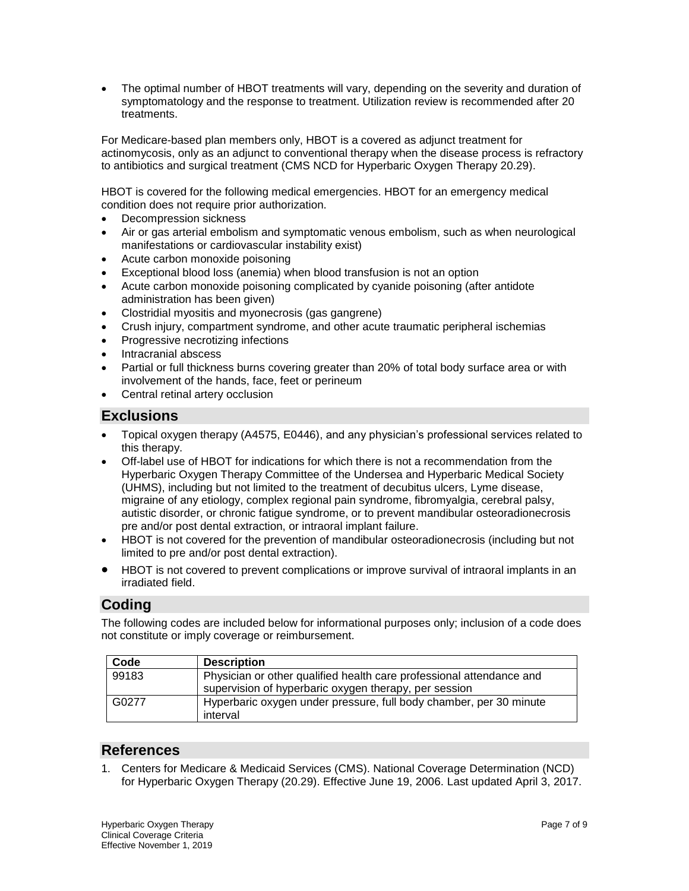- The optimal number of HBOT treatments will vary, depending on the severity and duration of symptomatology and the response to treatment. Utilization review is recommended after 20 treatments.

For Medicare-based plan members only, HBOT is a covered as adjunct treatment for actinomycosis, only as an adjunct to conventional therapy when the disease process is refractory to antibiotics and surgical treatment (CMS NCD for Hyperbaric Oxygen Therapy 20.29).

HBOT is covered for the following medical emergencies. HBOT for an emergency medical condition does not require prior authorization.

- Decompression sickness
- Air or gas arterial embolism and symptomatic venous embolism, such as when neurological manifestations or cardiovascular instability exist)
- Acute carbon monoxide poisoning
- Exceptional blood loss (anemia) when blood transfusion is not an option
- Acute carbon monoxide poisoning complicated by cyanide poisoning (after antidote administration has been given)
- Clostridial myositis and myonecrosis (gas gangrene)
- Crush injury, compartment syndrome, and other acute traumatic peripheral ischemias
- Progressive necrotizing infections
- Intracranial abscess
- Partial or full thickness burns covering greater than 20% of total body surface area or with involvement of the hands, face, feet or perineum
- Central retinal artery occlusion

## Exclusions

- Topical oxygen therapy (A4575, E0446), and any physician's professional services related to this therapy.
- Off-label use of HBOT for indications for which there is not a recommendation from the Hyperbaric Oxygen Therapy Committee of the Undersea and Hyperbaric Medical Society (UHMS), including but not limited to the treatment of decubitus ulcers, Lyme disease, migraine of any etiology, complex regional pain syndrome, fibromyalgia, cerebral palsy, autistic disorder, or chronic fatigue syndrome, or to prevent mandibular osteoradionecrosis pre and/or post dental extraction, or intraoral implant failure.
- HBOT is not covered for the prevention of mandibular osteoradionecrosis (including but not limited to pre and/or post dental extraction).
- HBOT is not covered to prevent complications or improve survival of intraoral implants in an irradiated field.

## Coding

The following codes are included below for informational purposes only; inclusion of a code does not constitute or imply coverage or reimbursement.

| Code | Description |
| --- | --- |
| 99183 | Physician or other qualified health care professional attendance and supervision of hyperbaric oxygen therapy, per session |
| G0277 | Hyperbaric oxygen under pressure, full body chamber, per 30 minute interval |

## References

1. Centers for Medicare & Medicaid Services (CMS). National Coverage Determination (NCD) for Hyperbaric Oxygen Therapy (20.29). Effective June 19, 2006. Last updated April 3, 2017.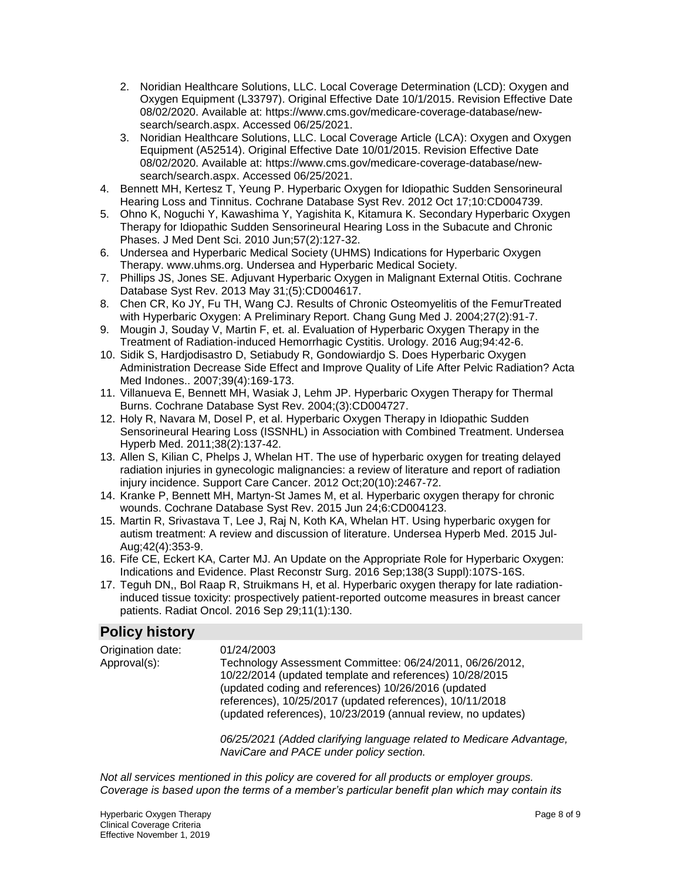2. Noridian Healthcare Solutions, LLC. Local Coverage Determination (LCD): Oxygen and Oxygen Equipment (L33797). Original Effective Date 10/1/2015. Revision Effective Date 08/02/2020. Available at: https://www.cms.gov/medicare-coverage-database/new-search/search.aspx. Accessed 06/25/2021.
3. Noridian Healthcare Solutions, LLC. Local Coverage Article (LCA): Oxygen and Oxygen Equipment (A52514). Original Effective Date 10/01/2015. Revision Effective Date 08/02/2020. Available at: https://www.cms.gov/medicare-coverage-database/new-search/search.aspx. Accessed 06/25/2021.

4. Bennett MH, Kertesz T, Yeung P. Hyperbaric Oxygen for Idiopathic Sudden Sensorineural Hearing Loss and Tinnitus. Cochrane Database Syst Rev. 2012 Oct 17;10:CD004739.
5. Ohno K, Noguchi Y, Kawashima Y, Yagishita K, Kitamura K. Secondary Hyperbaric Oxygen Therapy for Idiopathic Sudden Sensorineural Hearing Loss in the Subacute and Chronic Phases. J Med Dent Sci. 2010 Jun;57(2):127-32.
6. Undersea and Hyperbaric Medical Society (UHMS) Indications for Hyperbaric Oxygen Therapy. www.uhms.org. Undersea and Hyperbaric Medical Society.
7. Phillips JS, Jones SE. Adjuvant Hyperbaric Oxygen in Malignant External Otitis. Cochrane Database Syst Rev. 2013 May 31;(5):CD004617.
8. Chen CR, Ko JY, Fu TH, Wang CJ. Results of Chronic Osteomyelitis of the FemurTreated with Hyperbaric Oxygen: A Preliminary Report. Chang Gung Med J. 2004;27(2):91-7.
9. Mougin J, Souday V, Martin F, et. al. Evaluation of Hyperbaric Oxygen Therapy in the Treatment of Radiation-induced Hemorrhagic Cystitis. Urology. 2016 Aug;94:42-6.
10. Sidik S, Hardjodisastro D, Setiabudy R, Gondowiardjo S. Does Hyperbaric Oxygen Administration Decrease Side Effect and Improve Quality of Life After Pelvic Radiation? Acta Med Indones.. 2007;39(4):169-173.
11. Villanueva E, Bennett MH, Wasiak J, Lehm JP. Hyperbaric Oxygen Therapy for Thermal Burns. Cochrane Database Syst Rev. 2004;(3):CD004727.
12. Holy R, Navara M, Dosel P, et al. Hyperbaric Oxygen Therapy in Idiopathic Sudden Sensorineural Hearing Loss (ISSNHL) in Association with Combined Treatment. Undersea Hyperb Med. 2011;38(2):137-42.
13. Allen S, Kilian C, Phelps J, Whelan HT. The use of hyperbaric oxygen for treating delayed radiation injuries in gynecologic malignancies: a review of literature and report of radiation injury incidence. Support Care Cancer. 2012 Oct;20(10):2467-72.
14. Kranke P, Bennett MH, Martyn-St James M, et al. Hyperbaric oxygen therapy for chronic wounds. Cochrane Database Syst Rev. 2015 Jun 24;6:CD004123.
15. Martin R, Srivastava T, Lee J, Raj N, Koth KA, Whelan HT. Using hyperbaric oxygen for autism treatment: A review and discussion of literature. Undersea Hyperb Med. 2015 Jul-Aug;42(4):353-9.
16. Fife CE, Eckert KA, Carter MJ. An Update on the Appropriate Role for Hyperbaric Oxygen: Indications and Evidence. Plast Reconstr Surg. 2016 Sep;138(3 Suppl):107S-16S.
17. Teguh DN,, Bol Raap R, Struikmans H, et al. Hyperbaric oxygen therapy for late radiation-induced tissue toxicity: prospectively patient-reported outcome measures in breast cancer patients. Radiat Oncol. 2016 Sep 29;11(1):130.

## Policy history

| | |
|---|---|
| Origination date: | 01/24/2003 |
| Approval(s): | Technology Assessment Committee: 06/24/2011, 06/26/2012, 10/22/2014 (updated template and references) 10/28/2015 (updated coding and references) 10/26/2016 (updated references), 10/25/2017 (updated references), 10/11/2018 (updated references), 10/23/2019 (annual review, no updates) |
| | *06/25/2021 (Added clarifying language related to Medicare Advantage, NaviCare and PACE under policy section.* |

*Not all services mentioned in this policy are covered for all products or employer groups. Coverage is based upon the terms of a member's particular benefit plan which may contain its*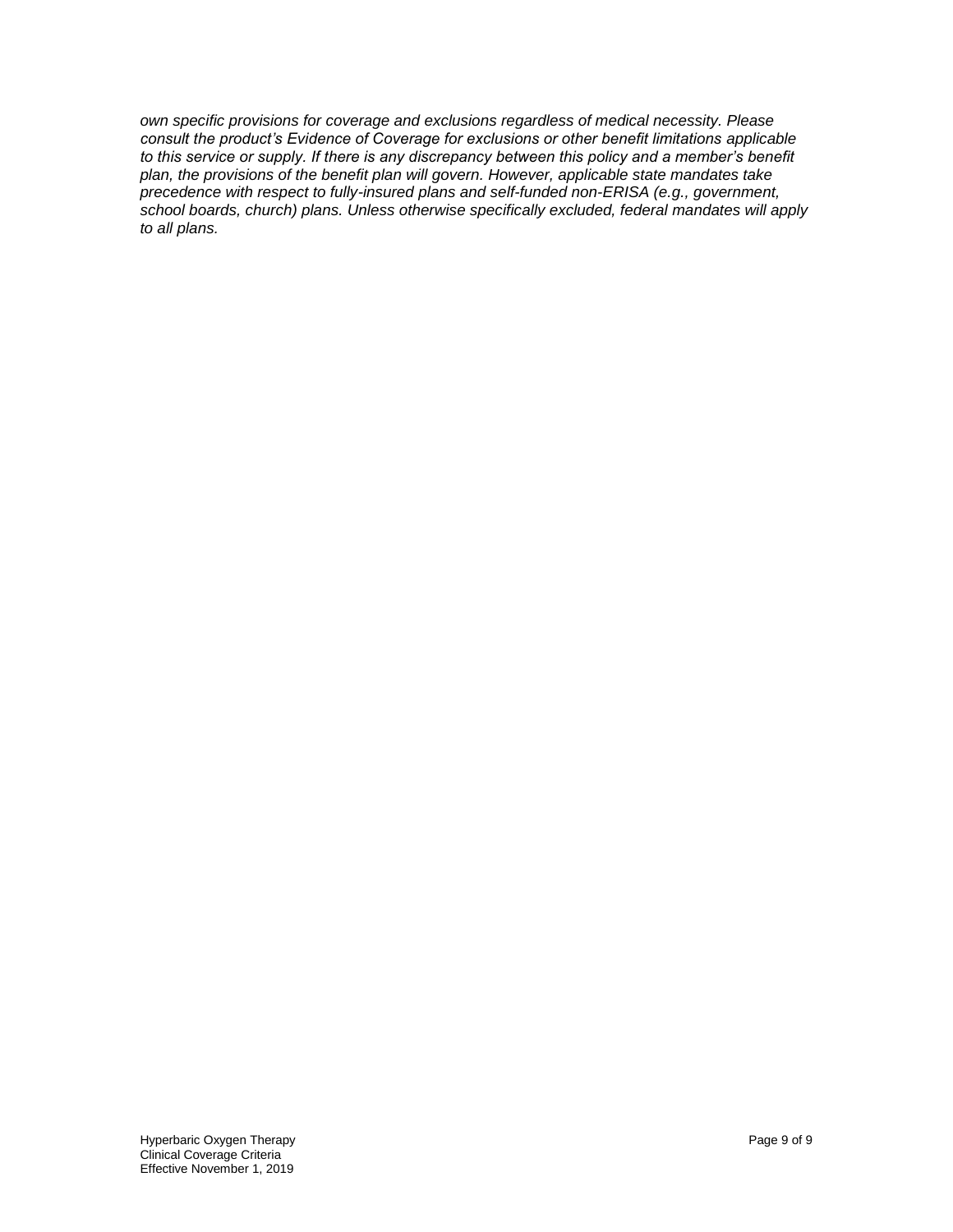*own specific provisions for coverage and exclusions regardless of medical necessity. Please consult the product's Evidence of Coverage for exclusions or other benefit limitations applicable to this service or supply. If there is any discrepancy between this policy and a member's benefit plan, the provisions of the benefit plan will govern. However, applicable state mandates take precedence with respect to fully-insured plans and self-funded non-ERISA (e.g., government, school boards, church) plans. Unless otherwise specifically excluded, federal mandates will apply to all plans.*